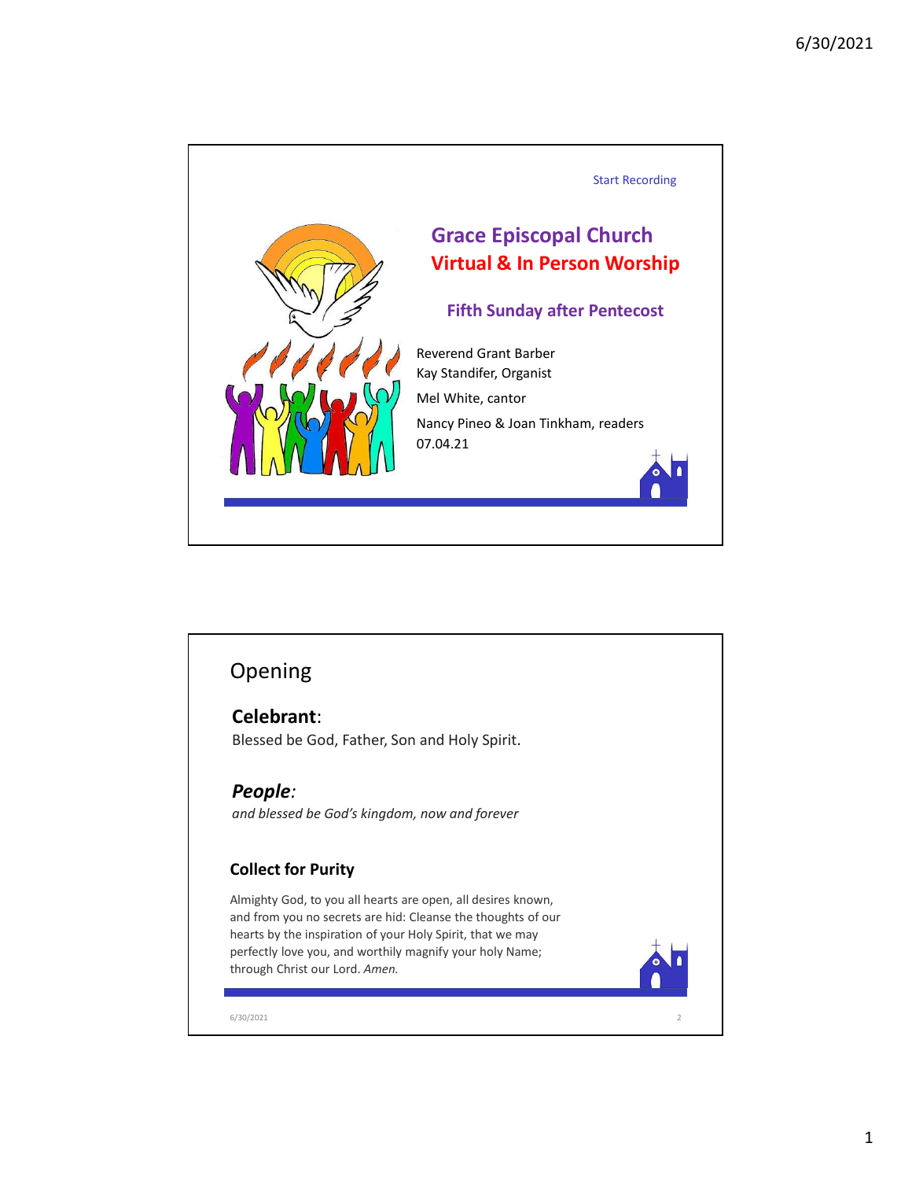Start Recording

# Grace Episcopal Church
## Virtual & In Person Worship

### Fifth Sunday after Pentecost

Reverend Grant Barber
Kay Standifer, Organist
Mel White, cantor
Nancy Pineo & Joan Tinkham, readers
07.04.21

## Opening

**Celebrant**:
Blessed be God, Father, Son and Holy Spirit.

***People***:
*and blessed be God's kingdom, now and forever*

### Collect for Purity

Almighty God, to you all hearts are open, all desires known, and from you no secrets are hid: Cleanse the thoughts of our hearts by the inspiration of your Holy Spirit, that we may perfectly love you, and worthily magnify your holy Name; through Christ our Lord. *Amen.*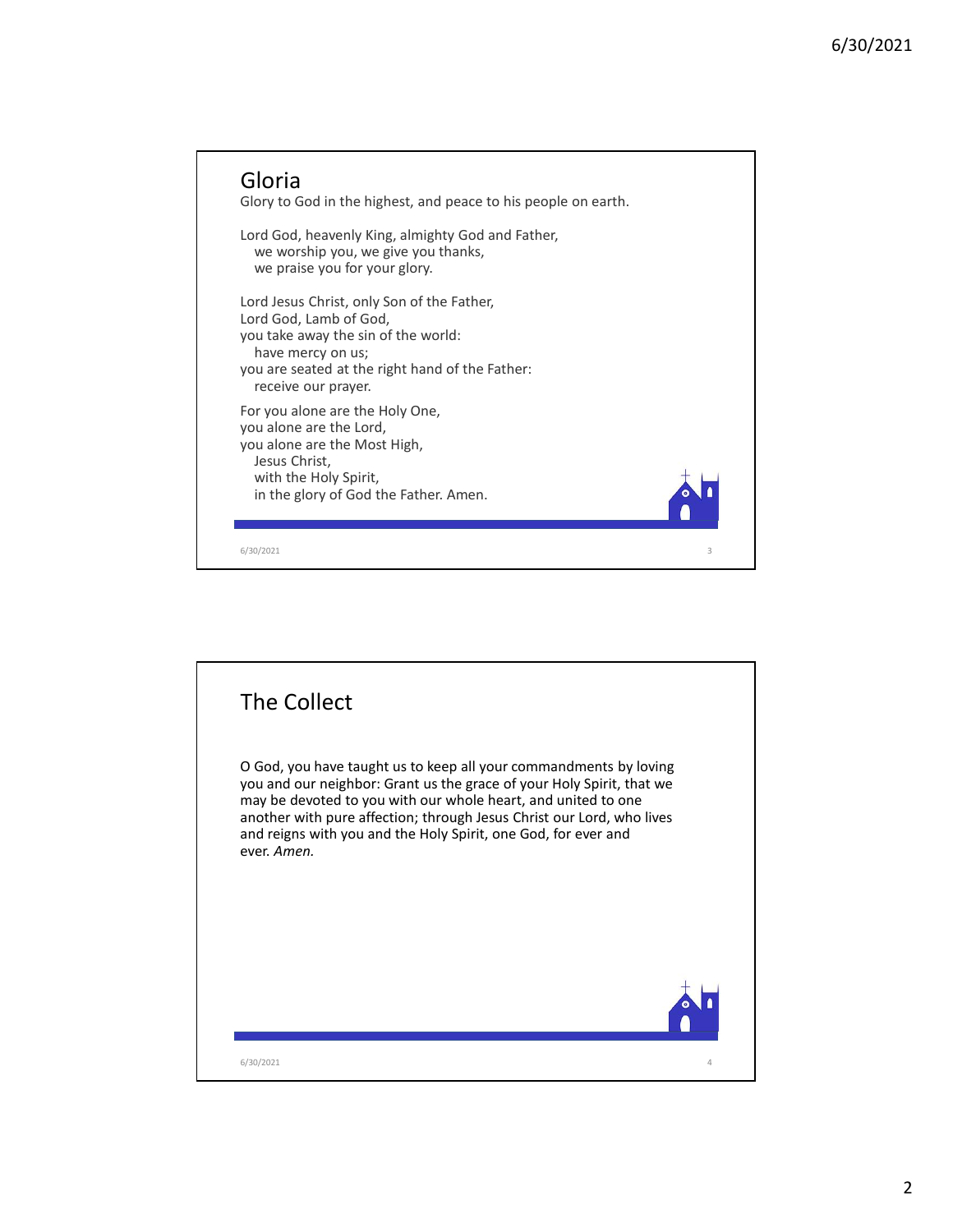## Gloria

Glory to God in the highest, and peace to his people on earth.

Lord God, heavenly King, almighty God and Father,
  we worship you, we give you thanks,
  we praise you for your glory.

Lord Jesus Christ, only Son of the Father,
Lord God, Lamb of God,
you take away the sin of the world:
  have mercy on us;
you are seated at the right hand of the Father:
  receive our prayer.

For you alone are the Holy One,
you alone are the Lord,
you alone are the Most High,
  Jesus Christ,
  with the Holy Spirit,
  in the glory of God the Father. Amen.

## The Collect

O God, you have taught us to keep all your commandments by loving you and our neighbor: Grant us the grace of your Holy Spirit, that we may be devoted to you with our whole heart, and united to one another with pure affection; through Jesus Christ our Lord, who lives and reigns with you and the Holy Spirit, one God, for ever and ever. *Amen.*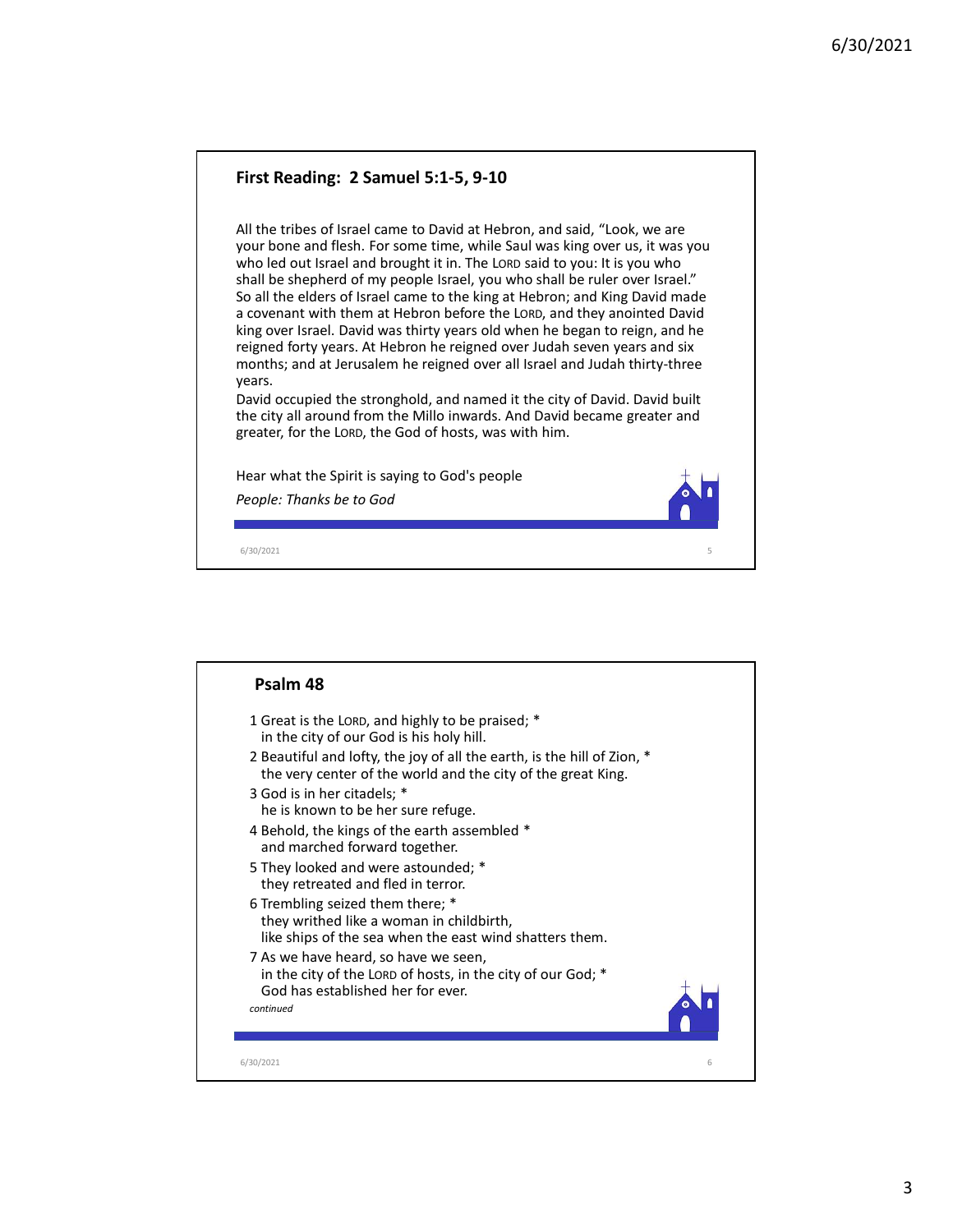## First Reading: 2 Samuel 5:1-5, 9-10

All the tribes of Israel came to David at Hebron, and said, "Look, we are your bone and flesh. For some time, while Saul was king over us, it was you who led out Israel and brought it in. The LORD said to you: It is you who shall be shepherd of my people Israel, you who shall be ruler over Israel." So all the elders of Israel came to the king at Hebron; and King David made a covenant with them at Hebron before the LORD, and they anointed David king over Israel. David was thirty years old when he began to reign, and he reigned forty years. At Hebron he reigned over Judah seven years and six months; and at Jerusalem he reigned over all Israel and Judah thirty-three years.

David occupied the stronghold, and named it the city of David. David built the city all around from the Millo inwards. And David became greater and greater, for the LORD, the God of hosts, was with him.

Hear what the Spirit is saying to God's people

*People: Thanks be to God*

## Psalm 48

1 Great is the LORD, and highly to be praised; *
in the city of our God is his holy hill.

2 Beautiful and lofty, the joy of all the earth, is the hill of Zion, *
the very center of the world and the city of the great King.

3 God is in her citadels; *
he is known to be her sure refuge.

4 Behold, the kings of the earth assembled *
and marched forward together.

5 They looked and were astounded; *
they retreated and fled in terror.

6 Trembling seized them there; *
they writhed like a woman in childbirth,
like ships of the sea when the east wind shatters them.

7 As we have heard, so have we seen,
in the city of the LORD of hosts, in the city of our God; *
God has established her for ever.

*continued*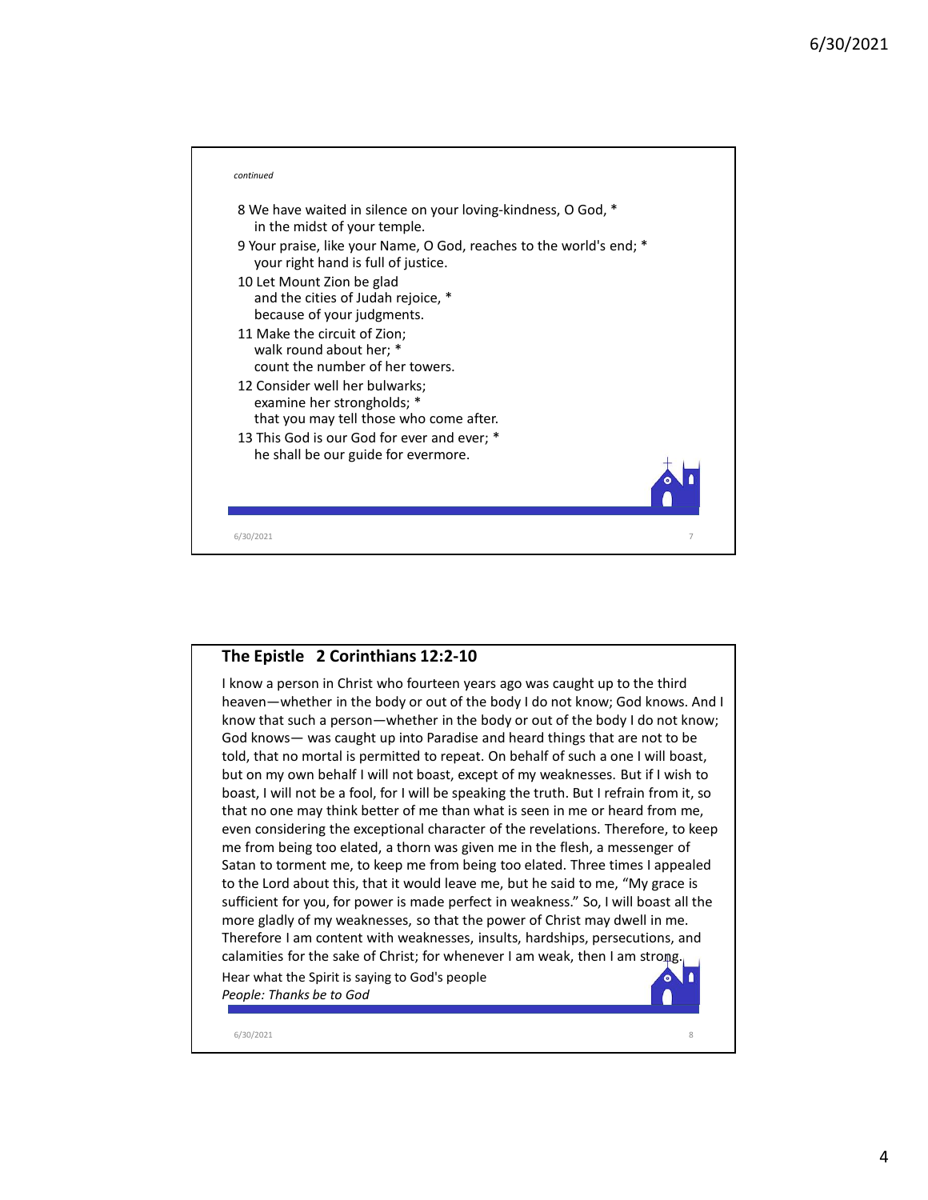*continued*

8 We have waited in silence on your loving-kindness, O God, *
in the midst of your temple.

9 Your praise, like your Name, O God, reaches to the world's end; *
your right hand is full of justice.

10 Let Mount Zion be glad
and the cities of Judah rejoice, *
because of your judgments.

11 Make the circuit of Zion;
walk round about her; *
count the number of her towers.

12 Consider well her bulwarks;
examine her strongholds; *
that you may tell those who come after.

13 This God is our God for ever and ever; *
he shall be our guide for evermore.

## The Epistle 2 Corinthians 12:2-10

I know a person in Christ who fourteen years ago was caught up to the third heaven—whether in the body or out of the body I do not know; God knows. And I know that such a person—whether in the body or out of the body I do not know; God knows— was caught up into Paradise and heard things that are not to be told, that no mortal is permitted to repeat. On behalf of such a one I will boast, but on my own behalf I will not boast, except of my weaknesses. But if I wish to boast, I will not be a fool, for I will be speaking the truth. But I refrain from it, so that no one may think better of me than what is seen in me or heard from me, even considering the exceptional character of the revelations. Therefore, to keep me from being too elated, a thorn was given me in the flesh, a messenger of Satan to torment me, to keep me from being too elated. Three times I appealed to the Lord about this, that it would leave me, but he said to me, "My grace is sufficient for you, for power is made perfect in weakness." So, I will boast all the more gladly of my weaknesses, so that the power of Christ may dwell in me. Therefore I am content with weaknesses, insults, hardships, persecutions, and calamities for the sake of Christ; for whenever I am weak, then I am strong.

Hear what the Spirit is saying to God's people
*People: Thanks be to God*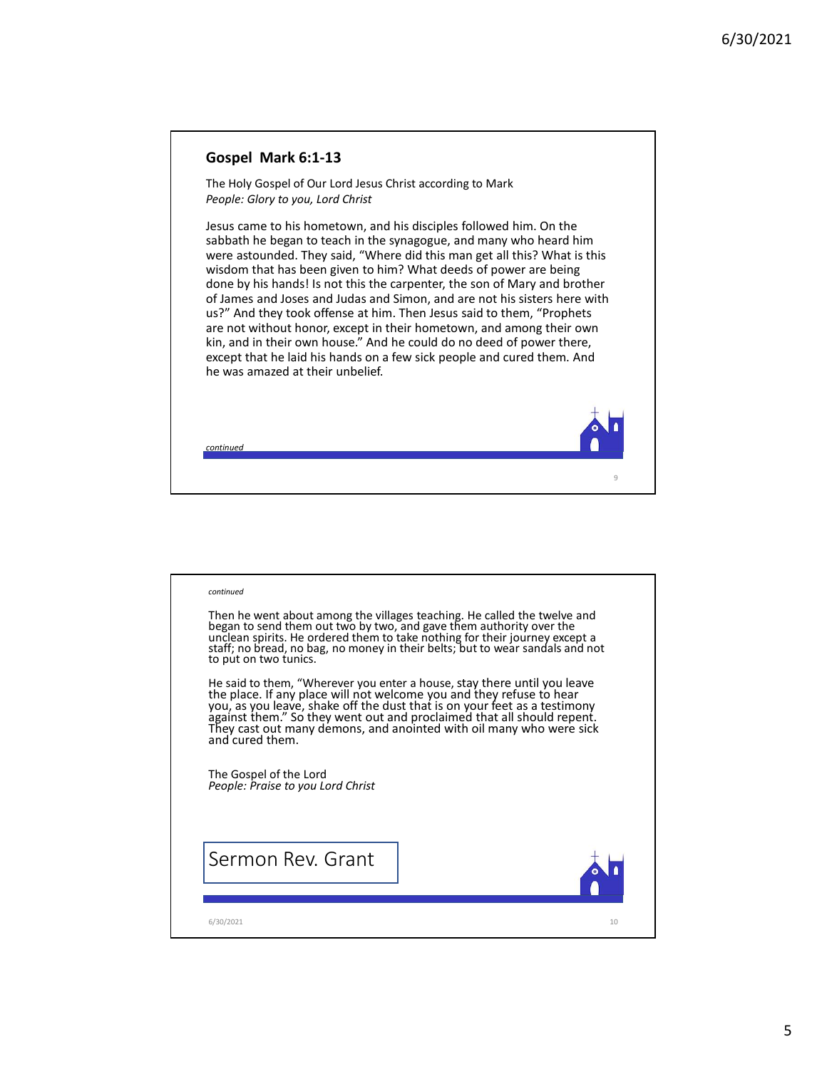## Gospel Mark 6:1-13

The Holy Gospel of Our Lord Jesus Christ according to Mark
*People: Glory to you, Lord Christ*

Jesus came to his hometown, and his disciples followed him. On the sabbath he began to teach in the synagogue, and many who heard him were astounded. They said, "Where did this man get all this? What is this wisdom that has been given to him? What deeds of power are being done by his hands! Is not this the carpenter, the son of Mary and brother of James and Joses and Judas and Simon, and are not his sisters here with us?" And they took offense at him. Then Jesus said to them, "Prophets are not without honor, except in their hometown, and among their own kin, and in their own house." And he could do no deed of power there, except that he laid his hands on a few sick people and cured them. And he was amazed at their unbelief.

*continued*

*continued*

Then he went about among the villages teaching. He called the twelve and began to send them out two by two, and gave them authority over the unclean spirits. He ordered them to take nothing for their journey except a staff; no bread, no bag, no money in their belts; but to wear sandals and not to put on two tunics.

He said to them, "Wherever you enter a house, stay there until you leave the place. If any place will not welcome you and they refuse to hear you, as you leave, shake off the dust that is on your feet as a testimony against them." So they went out and proclaimed that all should repent. They cast out many demons, and anointed with oil many who were sick and cured them.

The Gospel of the Lord
*People: Praise to you Lord Christ*

## Sermon Rev. Grant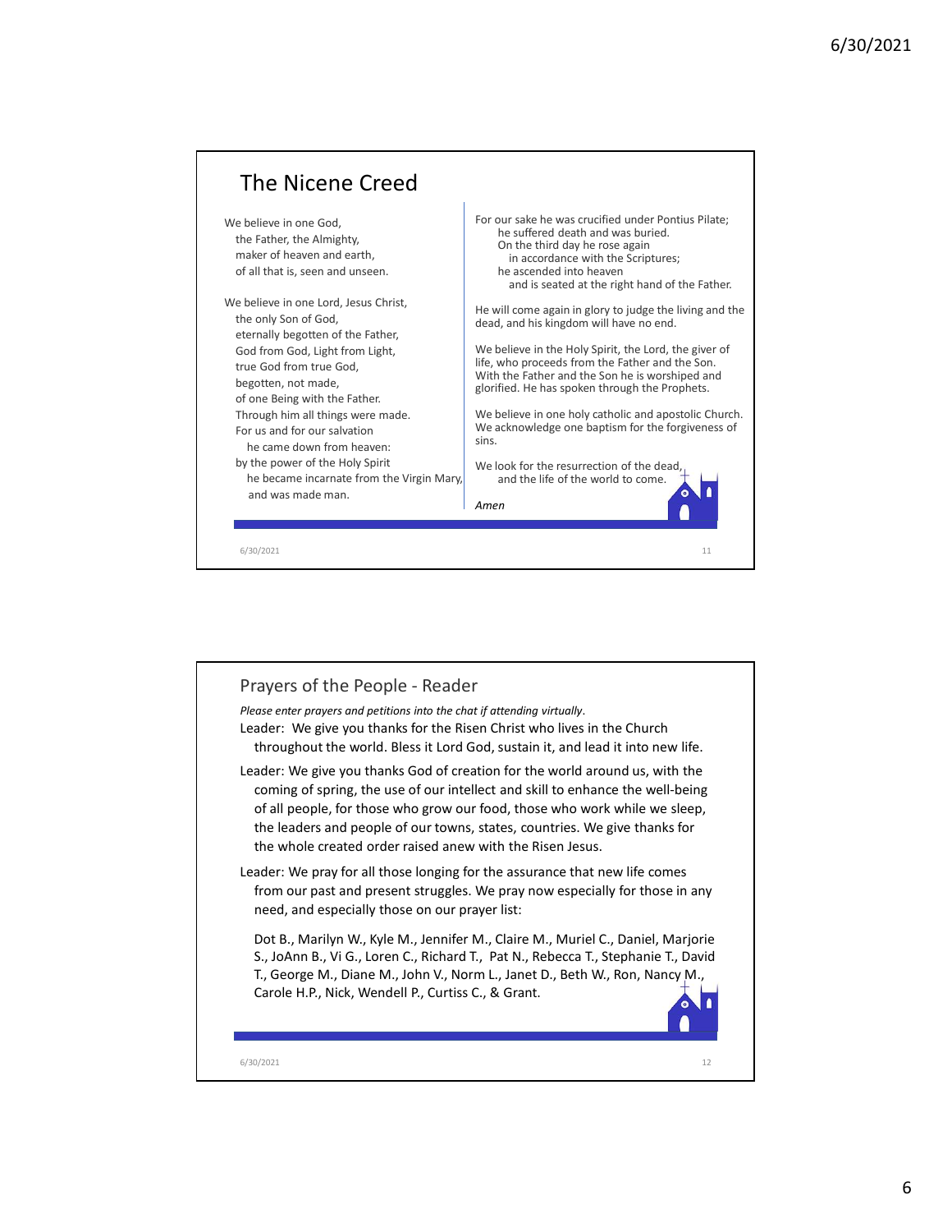## The Nicene Creed

We believe in one God,
the Father, the Almighty,
maker of heaven and earth,
of all that is, seen and unseen.

We believe in one Lord, Jesus Christ,
the only Son of God,
eternally begotten of the Father,
God from God, Light from Light,
true God from true God,
begotten, not made,
of one Being with the Father.
Through him all things were made.
For us and for our salvation
he came down from heaven:
by the power of the Holy Spirit
he became incarnate from the Virgin Mary,
and was made man.

For our sake he was crucified under Pontius Pilate;
he suffered death and was buried.
On the third day he rose again
in accordance with the Scriptures;
he ascended into heaven
and is seated at the right hand of the Father.

He will come again in glory to judge the living and the dead, and his kingdom will have no end.

We believe in the Holy Spirit, the Lord, the giver of life, who proceeds from the Father and the Son. With the Father and the Son he is worshiped and glorified. He has spoken through the Prophets.

We believe in one holy catholic and apostolic Church. We acknowledge one baptism for the forgiveness of sins.

We look for the resurrection of the dead,
and the life of the world to come.

*Amen*

## Prayers of the People - Reader

*Please enter prayers and petitions into the chat if attending virtually.*

Leader: We give you thanks for the Risen Christ who lives in the Church throughout the world. Bless it Lord God, sustain it, and lead it into new life.

Leader: We give you thanks God of creation for the world around us, with the coming of spring, the use of our intellect and skill to enhance the well-being of all people, for those who grow our food, those who work while we sleep, the leaders and people of our towns, states, countries. We give thanks for the whole created order raised anew with the Risen Jesus.

Leader: We pray for all those longing for the assurance that new life comes from our past and present struggles. We pray now especially for those in any need, and especially those on our prayer list:

Dot B., Marilyn W., Kyle M., Jennifer M., Claire M., Muriel C., Daniel, Marjorie S., JoAnn B., Vi G., Loren C., Richard T., Pat N., Rebecca T., Stephanie T., David T., George M., Diane M., John V., Norm L., Janet D., Beth W., Ron, Nancy M., Carole H.P., Nick, Wendell P., Curtiss C., & Grant.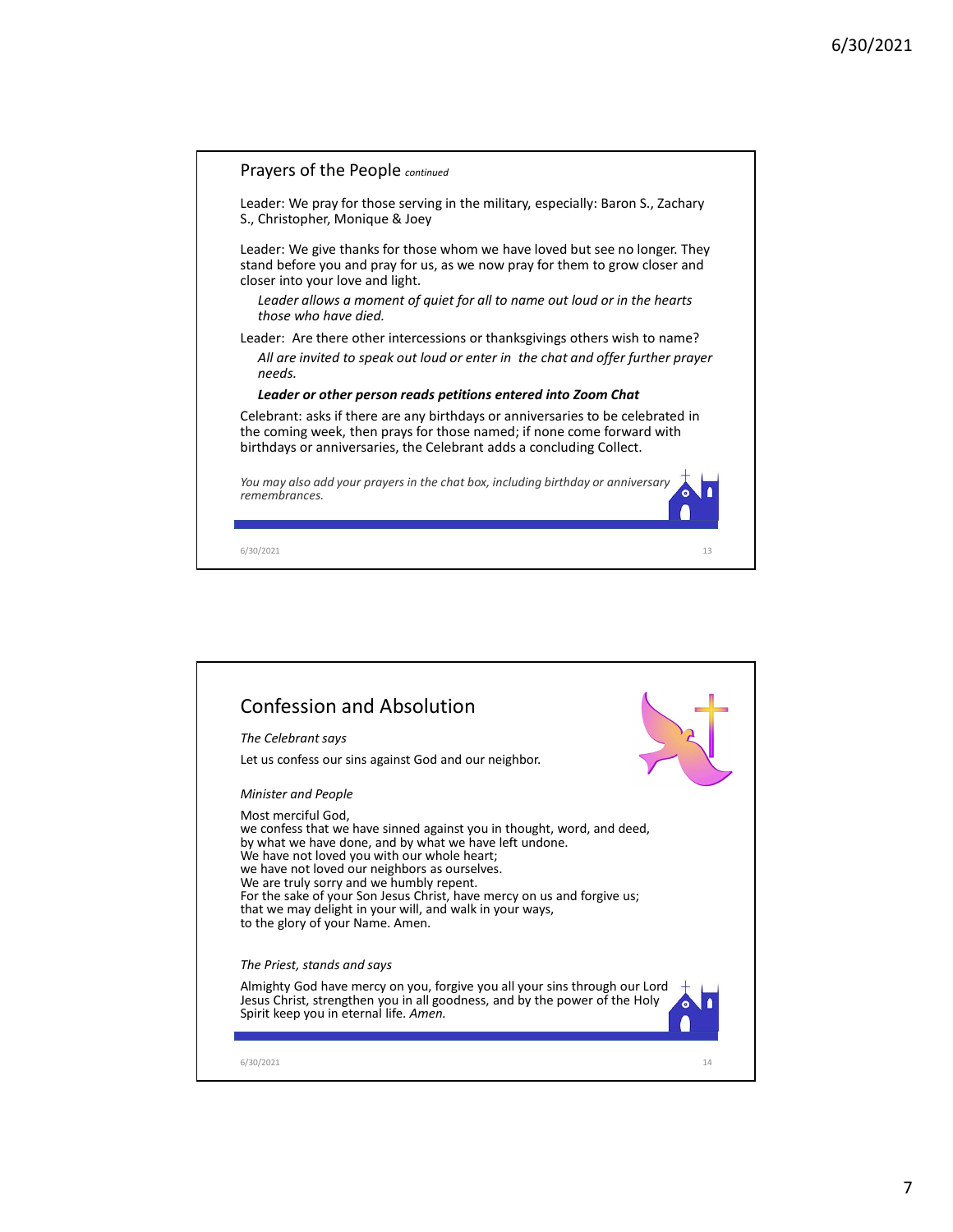## Prayers of the People *continued*

Leader: We pray for those serving in the military, especially: Baron S., Zachary S., Christopher, Monique & Joey

Leader: We give thanks for those whom we have loved but see no longer. They stand before you and pray for us, as we now pray for them to grow closer and closer into your love and light.

*Leader allows a moment of quiet for all to name out loud or in the hearts those who have died.*

Leader: Are there other intercessions or thanksgivings others wish to name?

*All are invited to speak out loud or enter in the chat and offer further prayer needs.*

***Leader or other person reads petitions entered into Zoom Chat***

Celebrant: asks if there are any birthdays or anniversaries to be celebrated in the coming week, then prays for those named; if none come forward with birthdays or anniversaries, the Celebrant adds a concluding Collect.

*You may also add your prayers in the chat box, including birthday or anniversary remembrances.*

## Confession and Absolution

*The Celebrant says*

Let us confess our sins against God and our neighbor.

*Minister and People*

Most merciful God,
we confess that we have sinned against you in thought, word, and deed,
by what we have done, and by what we have left undone.
We have not loved you with our whole heart;
we have not loved our neighbors as ourselves.
We are truly sorry and we humbly repent.
For the sake of your Son Jesus Christ, have mercy on us and forgive us;
that we may delight in your will, and walk in your ways,
to the glory of your Name. Amen.

*The Priest, stands and says*

Almighty God have mercy on you, forgive you all your sins through our Lord Jesus Christ, strengthen you in all goodness, and by the power of the Holy Spirit keep you in eternal life. *Amen.*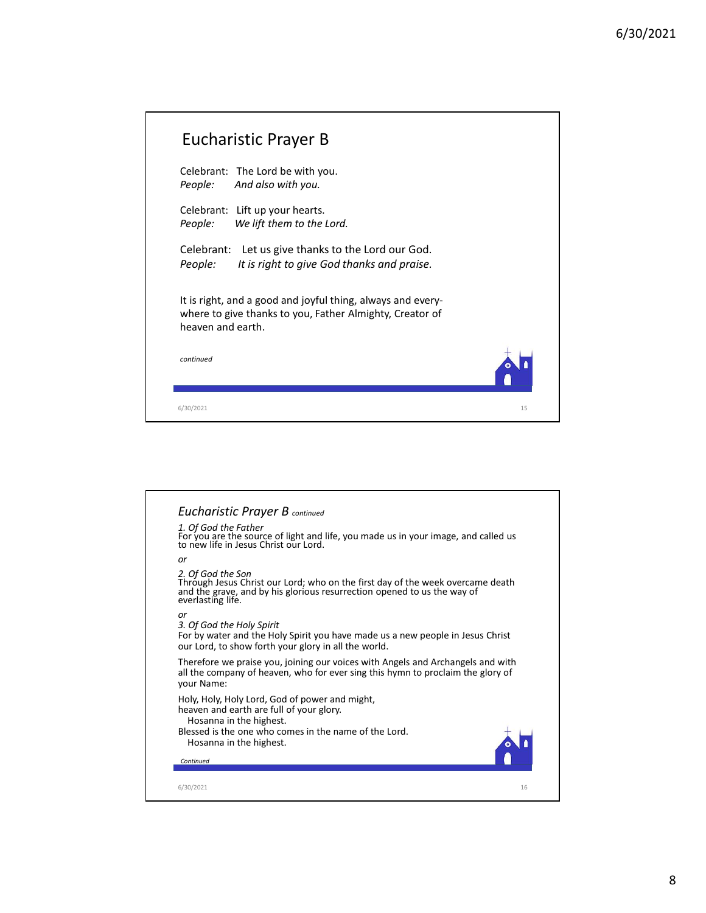## Eucharistic Prayer B

Celebrant: The Lord be with you.
*People: And also with you.*

Celebrant: Lift up your hearts.
*People: We lift them to the Lord.*

Celebrant: Let us give thanks to the Lord our God.
*People: It is right to give God thanks and praise.*

It is right, and a good and joyful thing, always and everywhere to give thanks to you, Father Almighty, Creator of heaven and earth.

*continued*

## *Eucharistic Prayer B continued*

*1. Of God the Father*
For you are the source of light and life, you made us in your image, and called us to new life in Jesus Christ our Lord.

*or*

*2. Of God the Son*
Through Jesus Christ our Lord; who on the first day of the week overcame death and the grave, and by his glorious resurrection opened to us the way of everlasting life.

*or*

*3. Of God the Holy Spirit*
For by water and the Holy Spirit you have made us a new people in Jesus Christ our Lord, to show forth your glory in all the world.

Therefore we praise you, joining our voices with Angels and Archangels and with all the company of heaven, who for ever sing this hymn to proclaim the glory of your Name:

Holy, Holy, Holy Lord, God of power and might,
heaven and earth are full of your glory.
  Hosanna in the highest.
Blessed is the one who comes in the name of the Lord.
  Hosanna in the highest.

*Continued*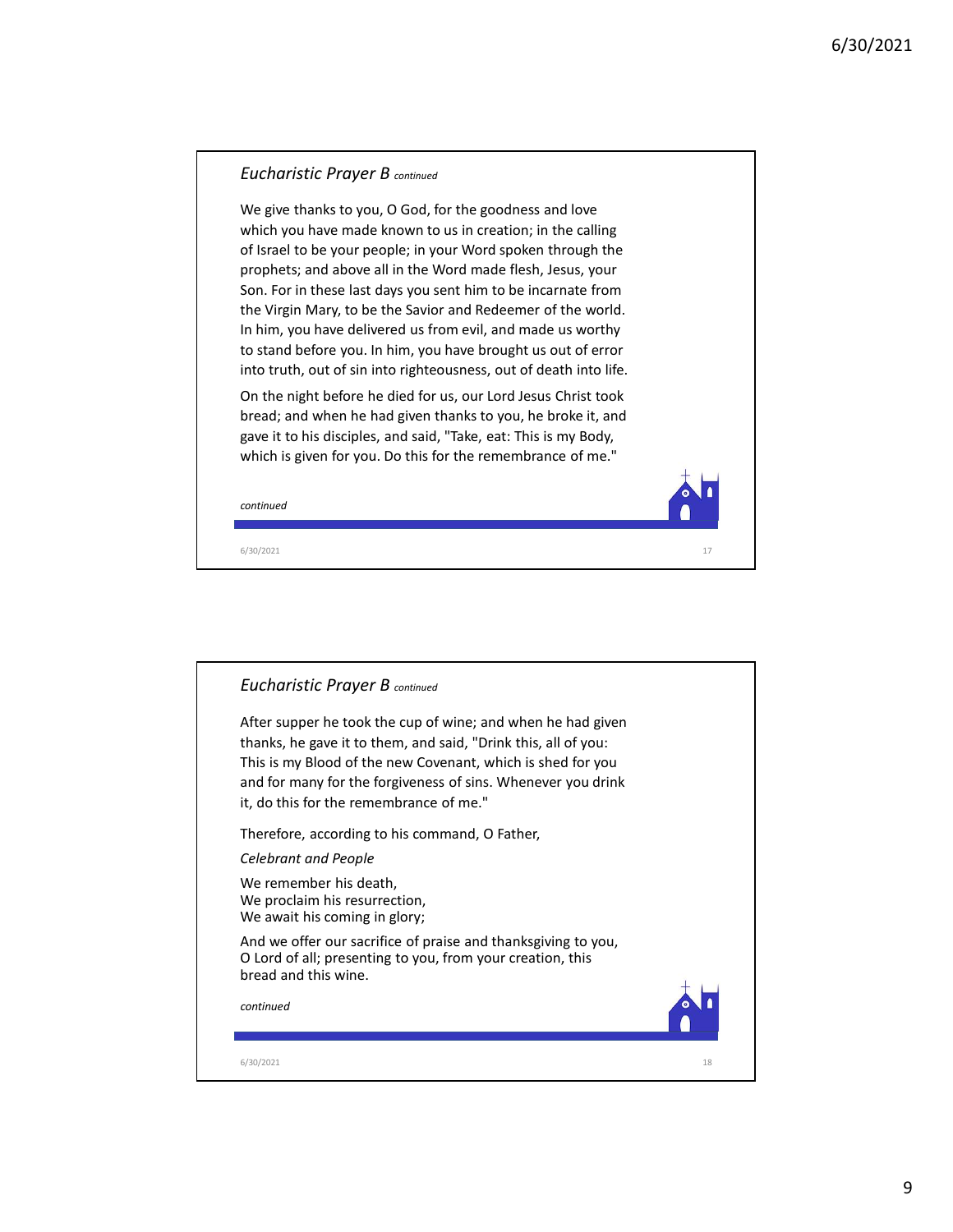## *Eucharistic Prayer B* *continued*

We give thanks to you, O God, for the goodness and love which you have made known to us in creation; in the calling of Israel to be your people; in your Word spoken through the prophets; and above all in the Word made flesh, Jesus, your Son. For in these last days you sent him to be incarnate from the Virgin Mary, to be the Savior and Redeemer of the world. In him, you have delivered us from evil, and made us worthy to stand before you. In him, you have brought us out of error into truth, out of sin into righteousness, out of death into life.

On the night before he died for us, our Lord Jesus Christ took bread; and when he had given thanks to you, he broke it, and gave it to his disciples, and said, "Take, eat: This is my Body, which is given for you. Do this for the remembrance of me."

*continued*

## *Eucharistic Prayer B* *continued*

After supper he took the cup of wine; and when he had given thanks, he gave it to them, and said, "Drink this, all of you: This is my Blood of the new Covenant, which is shed for you and for many for the forgiveness of sins. Whenever you drink it, do this for the remembrance of me."

Therefore, according to his command, O Father,

*Celebrant and People*

We remember his death,
We proclaim his resurrection,
We await his coming in glory;

And we offer our sacrifice of praise and thanksgiving to you, O Lord of all; presenting to you, from your creation, this bread and this wine.

*continued*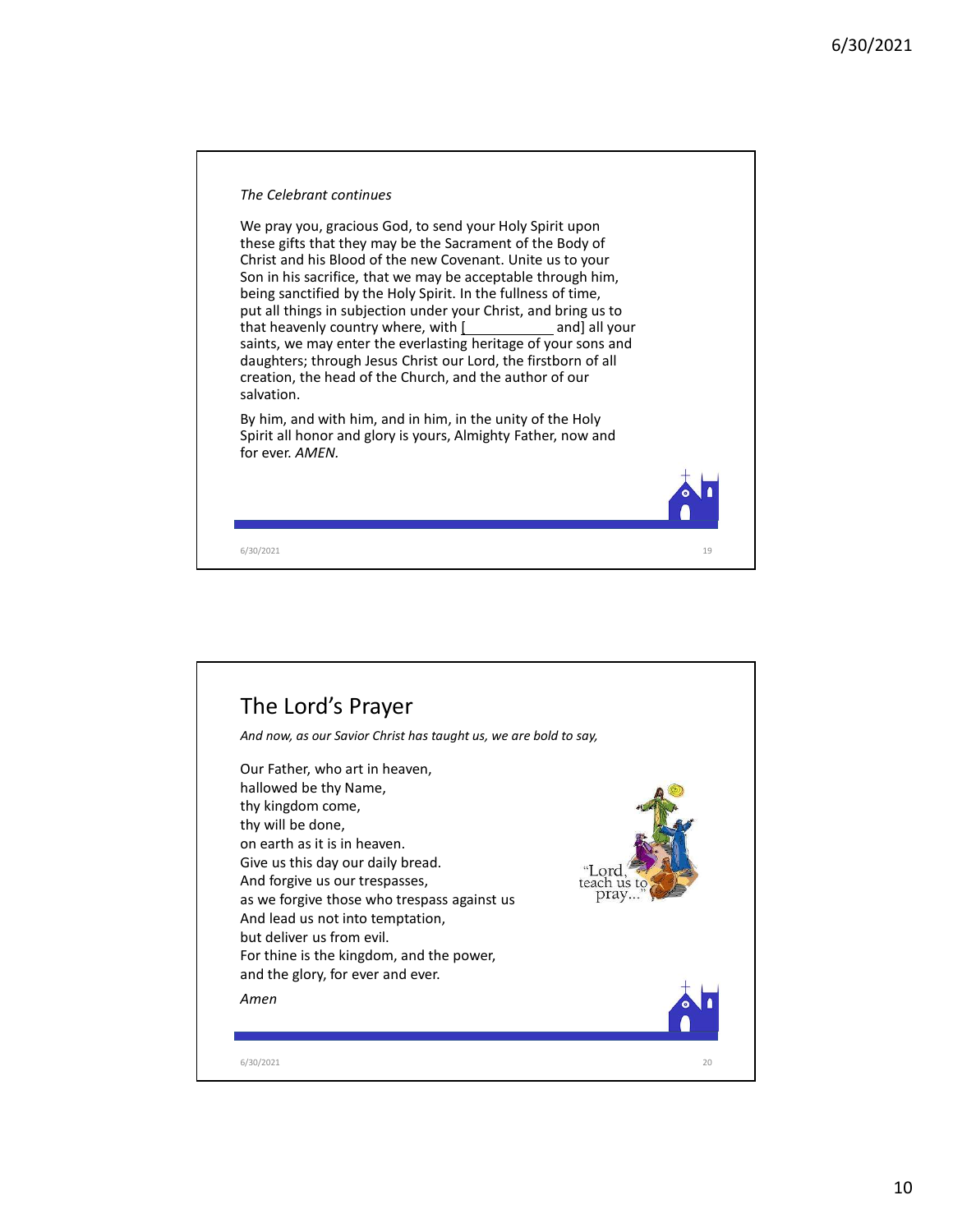*The Celebrant continues*

We pray you, gracious God, to send your Holy Spirit upon these gifts that they may be the Sacrament of the Body of Christ and his Blood of the new Covenant. Unite us to your Son in his sacrifice, that we may be acceptable through him, being sanctified by the Holy Spirit. In the fullness of time, put all things in subjection under your Christ, and bring us to that heavenly country where, with [____________ and] all your saints, we may enter the everlasting heritage of your sons and daughters; through Jesus Christ our Lord, the firstborn of all creation, the head of the Church, and the author of our salvation.

By him, and with him, and in him, in the unity of the Holy Spirit all honor and glory is yours, Almighty Father, now and for ever. *AMEN.*

# The Lord's Prayer

*And now, as our Savior Christ has taught us, we are bold to say,*

Our Father, who art in heaven,
hallowed be thy Name,
thy kingdom come,
thy will be done,
on earth as it is in heaven.
Give us this day our daily bread.
And forgive us our trespasses,
as we forgive those who trespass against us
And lead us not into temptation,
but deliver us from evil.
For thine is the kingdom, and the power,
and the glory, for ever and ever.

*Amen*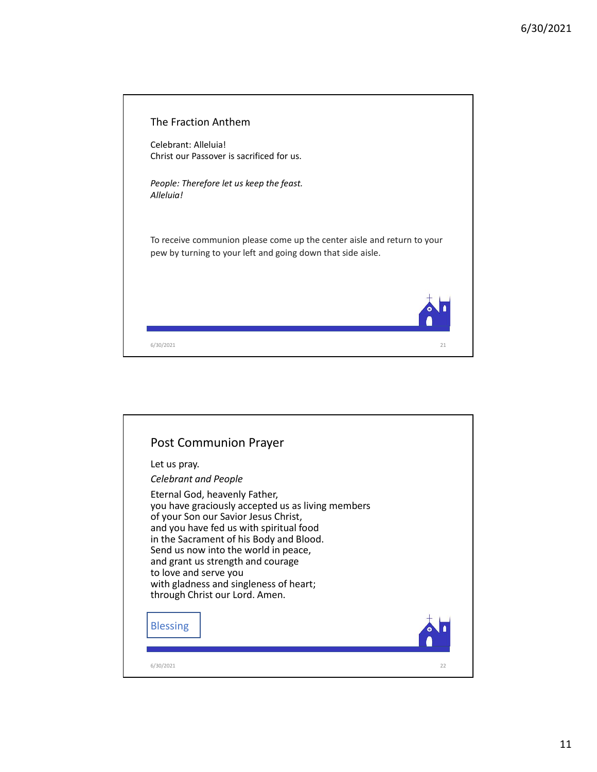## The Fraction Anthem

Celebrant: Alleluia!
Christ our Passover is sacrificed for us.

*People: Therefore let us keep the feast.*
*Alleluia!*

To receive communion please come up the center aisle and return to your pew by turning to your left and going down that side aisle.

## Post Communion Prayer

Let us pray.

*Celebrant and People*

Eternal God, heavenly Father,
you have graciously accepted us as living members
of your Son our Savior Jesus Christ,
and you have fed us with spiritual food
in the Sacrament of his Body and Blood.
Send us now into the world in peace,
and grant us strength and courage
to love and serve you
with gladness and singleness of heart;
through Christ our Lord. Amen.

Blessing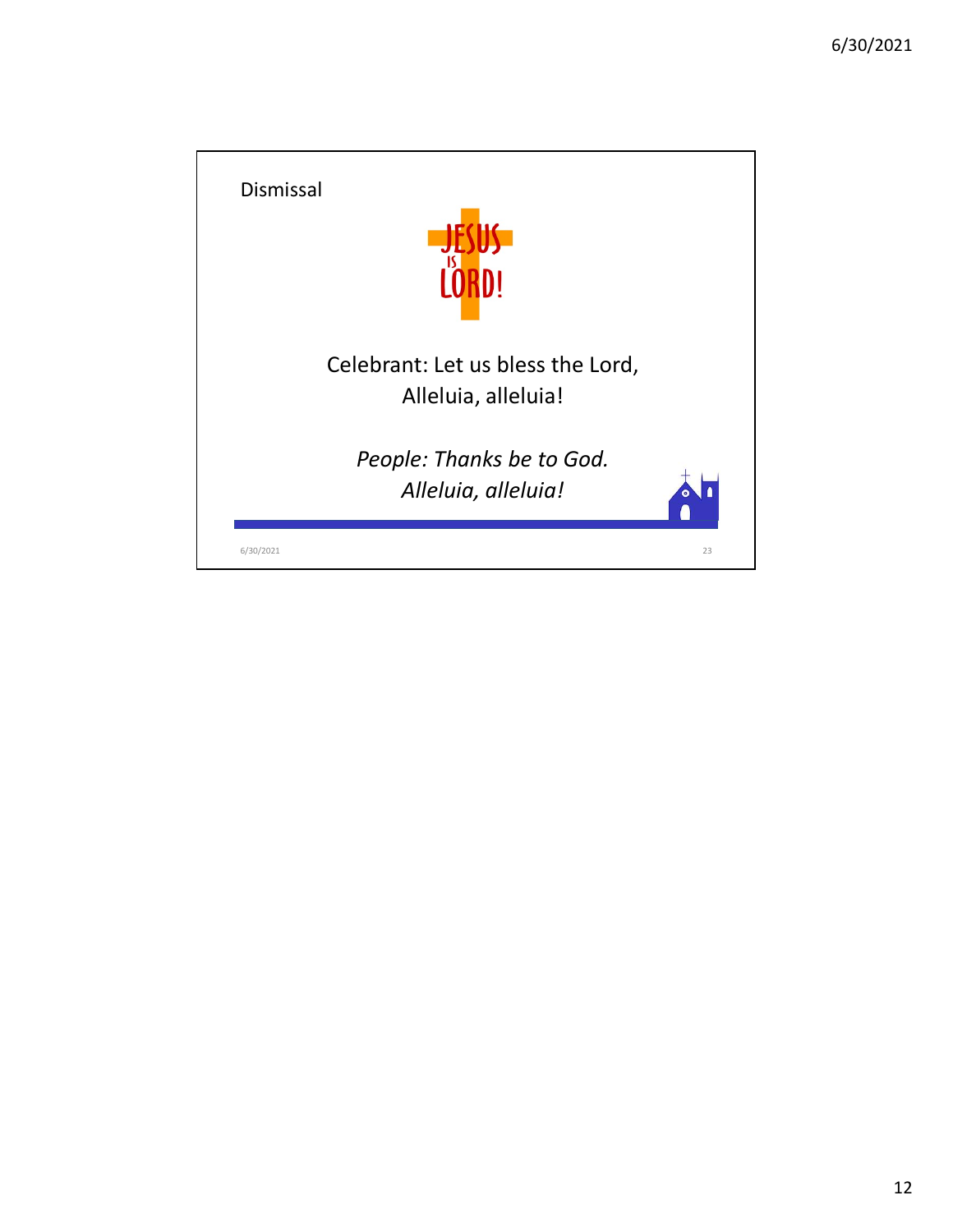Dismissal

JESUS IS LORD!

Celebrant: Let us bless the Lord,
Alleluia, alleluia!

*People: Thanks be to God.*
*Alleluia, alleluia!*